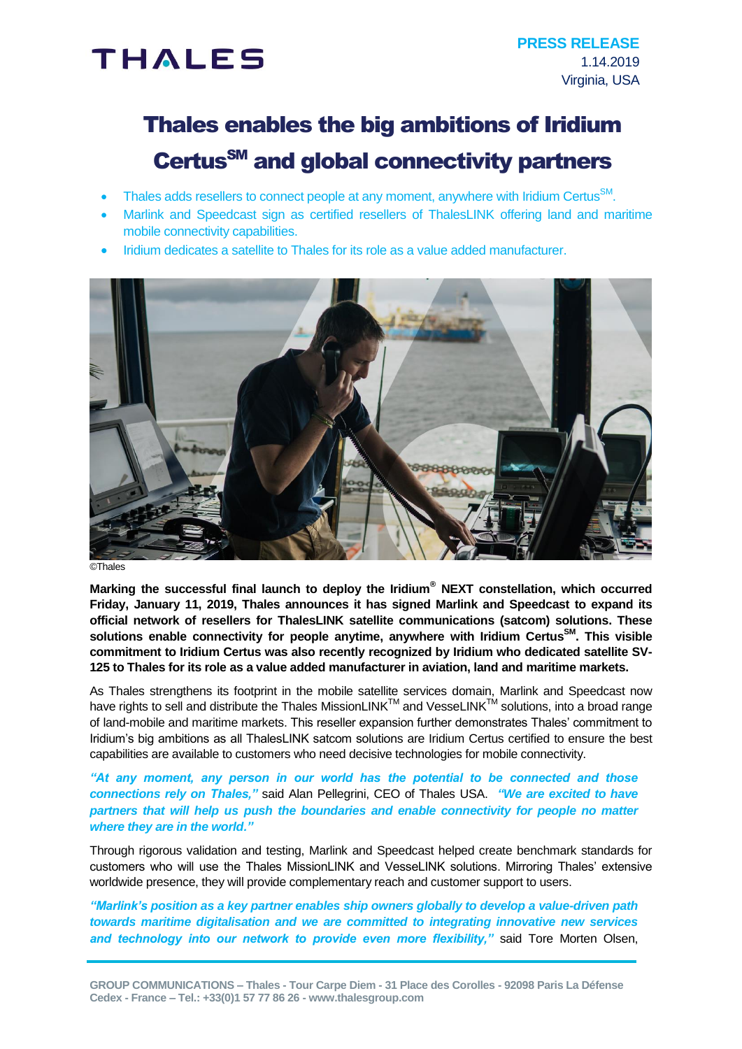THALES

**PRESS RELEASE**
1.14.2019
Virginia, USA

# Thales enables the big ambitions of Iridium Certus℠ and global connectivity partners

- Thales adds resellers to connect people at any moment, anywhere with Iridium Certus℠.
- Marlink and Speedcast sign as certified resellers of ThalesLINK offering land and maritime mobile connectivity capabilities.
- Iridium dedicates a satellite to Thales for its role as a value added manufacturer.

©Thales

**Marking the successful final launch to deploy the Iridium® NEXT constellation, which occurred Friday, January 11, 2019, Thales announces it has signed Marlink and Speedcast to expand its official network of resellers for ThalesLINK satellite communications (satcom) solutions. These solutions enable connectivity for people anytime, anywhere with Iridium Certus℠. This visible commitment to Iridium Certus was also recently recognized by Iridium who dedicated satellite SV-125 to Thales for its role as a value added manufacturer in aviation, land and maritime markets.**

As Thales strengthens its footprint in the mobile satellite services domain, Marlink and Speedcast now have rights to sell and distribute the Thales MissionLINK™ and VesseLINK™ solutions, into a broad range of land-mobile and maritime markets. This reseller expansion further demonstrates Thales' commitment to Iridium's big ambitions as all ThalesLINK satcom solutions are Iridium Certus certified to ensure the best capabilities are available to customers who need decisive technologies for mobile connectivity.

***"At any moment, any person in our world has the potential to be connected and those connections rely on Thales,"*** said Alan Pellegrini, CEO of Thales USA. ***"We are excited to have partners that will help us push the boundaries and enable connectivity for people no matter where they are in the world."***

Through rigorous validation and testing, Marlink and Speedcast helped create benchmark standards for customers who will use the Thales MissionLINK and VesseLINK solutions. Mirroring Thales' extensive worldwide presence, they will provide complementary reach and customer support to users.

***"Marlink's position as a key partner enables ship owners globally to develop a value-driven path towards maritime digitalisation and we are committed to integrating innovative new services and technology into our network to provide even more flexibility,"*** said Tore Morten Olsen,

GROUP COMMUNICATIONS – Thales - Tour Carpe Diem - 31 Place des Corolles - 92098 Paris La Défense Cedex - France – Tel.: +33(0)1 57 77 86 26 - www.thalesgroup.com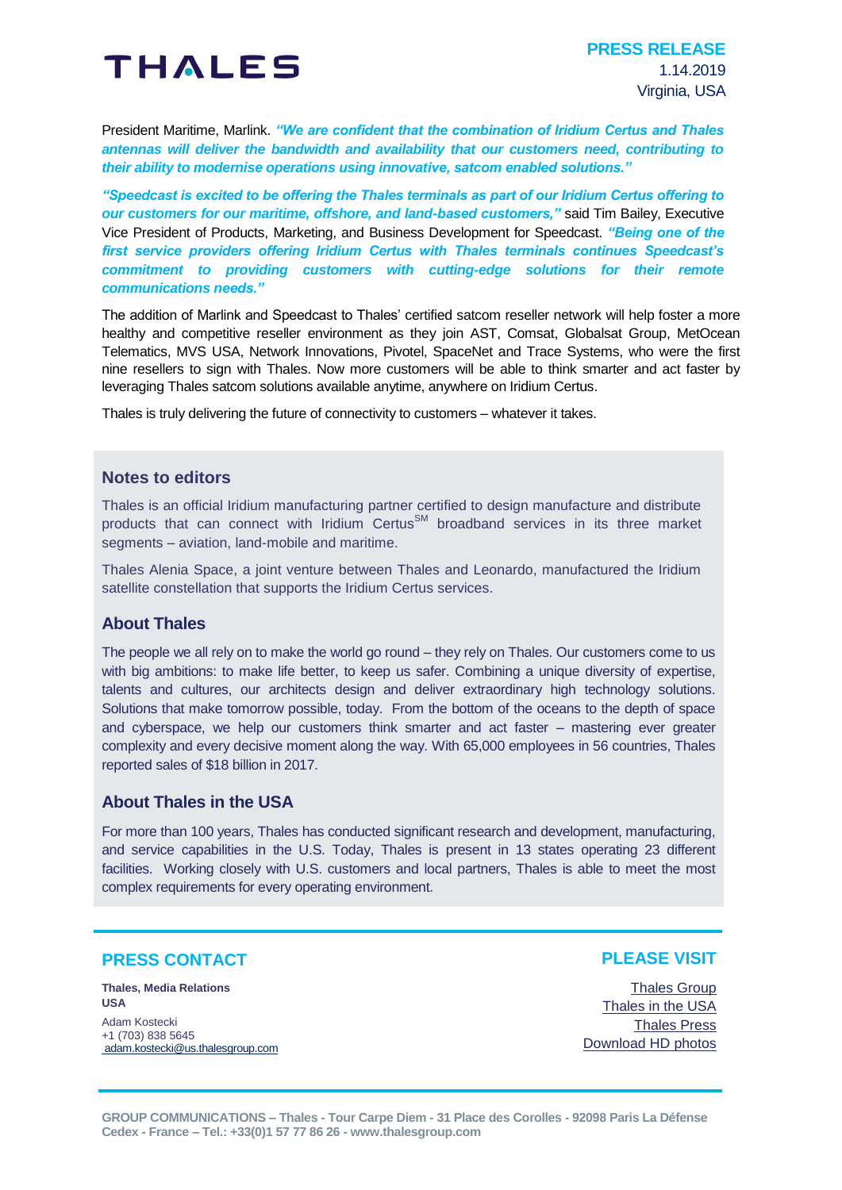President Maritime, Marlink. ***"We are confident that the combination of Iridium Certus and Thales antennas will deliver the bandwidth and availability that our customers need, contributing to their ability to modernise operations using innovative, satcom enabled solutions."***

***"Speedcast is excited to be offering the Thales terminals as part of our Iridium Certus offering to our customers for our maritime, offshore, and land-based customers,"*** said Tim Bailey, Executive Vice President of Products, Marketing, and Business Development for Speedcast. ***"Being one of the first service providers offering Iridium Certus with Thales terminals continues Speedcast's commitment to providing customers with cutting-edge solutions for their remote communications needs."***

The addition of Marlink and Speedcast to Thales' certified satcom reseller network will help foster a more healthy and competitive reseller environment as they join AST, Comsat, Globalsat Group, MetOcean Telematics, MVS USA, Network Innovations, Pivotel, SpaceNet and Trace Systems, who were the first nine resellers to sign with Thales. Now more customers will be able to think smarter and act faster by leveraging Thales satcom solutions available anytime, anywhere on Iridium Certus.

Thales is truly delivering the future of connectivity to customers – whatever it takes.

## Notes to editors

Thales is an official Iridium manufacturing partner certified to design manufacture and distribute products that can connect with Iridium Certus[SM] broadband services in its three market segments – aviation, land-mobile and maritime.

Thales Alenia Space, a joint venture between Thales and Leonardo, manufactured the Iridium satellite constellation that supports the Iridium Certus services.

## About Thales

The people we all rely on to make the world go round – they rely on Thales. Our customers come to us with big ambitions: to make life better, to keep us safer. Combining a unique diversity of expertise, talents and cultures, our architects design and deliver extraordinary high technology solutions. Solutions that make tomorrow possible, today. From the bottom of the oceans to the depth of space and cyberspace, we help our customers think smarter and act faster – mastering ever greater complexity and every decisive moment along the way. With 65,000 employees in 56 countries, Thales reported sales of $18 billion in 2017.

## About Thales in the USA

For more than 100 years, Thales has conducted significant research and development, manufacturing, and service capabilities in the U.S. Today, Thales is present in 13 states operating 23 different facilities. Working closely with U.S. customers and local partners, Thales is able to meet the most complex requirements for every operating environment.

## PRESS CONTACT

**Thales, Media Relations USA**

Adam Kostecki
+1 (703) 838 5645
adam.kostecki@us.thalesgroup.com

## PLEASE VISIT

Thales Group
Thales in the USA
Thales Press
Download HD photos

**GROUP COMMUNICATIONS – Thales - Tour Carpe Diem - 31 Place des Corolles - 92098 Paris La Défense Cedex - France – Tel.: +33(0)1 57 77 86 26 - www.thalesgroup.com**